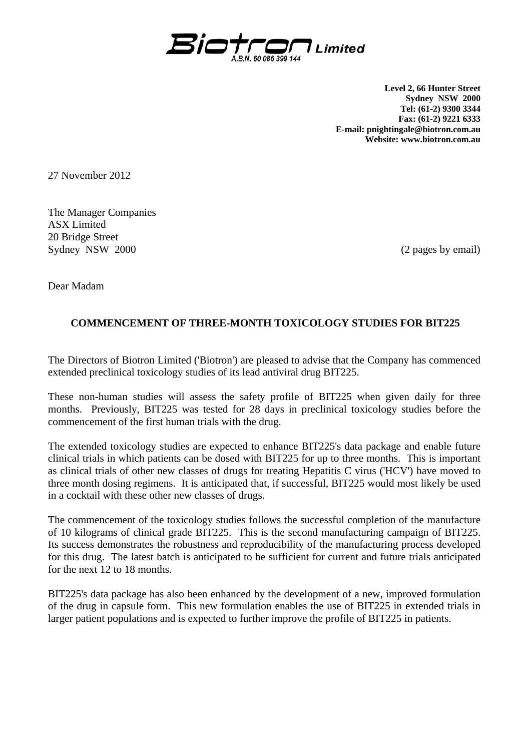**Biotron Limited**
A.B.N. 60 086 399 144

**Level 2, 66 Hunter Street**
**Sydney NSW 2000**
**Tel: (61-2) 9300 3344**
**Fax: (61-2) 9221 6333**
**E-mail: pnightingale@biotron.com.au**
**Website: www.biotron.com.au**

27 November 2012

The Manager Companies
ASX Limited
20 Bridge Street
Sydney NSW 2000

(2 pages by email)

Dear Madam

## COMMENCEMENT OF THREE-MONTH TOXICOLOGY STUDIES FOR BIT225

The Directors of Biotron Limited ('Biotron') are pleased to advise that the Company has commenced extended preclinical toxicology studies of its lead antiviral drug BIT225.

These non-human studies will assess the safety profile of BIT225 when given daily for three months. Previously, BIT225 was tested for 28 days in preclinical toxicology studies before the commencement of the first human trials with the drug.

The extended toxicology studies are expected to enhance BIT225's data package and enable future clinical trials in which patients can be dosed with BIT225 for up to three months. This is important as clinical trials of other new classes of drugs for treating Hepatitis C virus ('HCV') have moved to three month dosing regimens. It is anticipated that, if successful, BIT225 would most likely be used in a cocktail with these other new classes of drugs.

The commencement of the toxicology studies follows the successful completion of the manufacture of 10 kilograms of clinical grade BIT225. This is the second manufacturing campaign of BIT225. Its success demonstrates the robustness and reproducibility of the manufacturing process developed for this drug. The latest batch is anticipated to be sufficient for current and future trials anticipated for the next 12 to 18 months.

BIT225's data package has also been enhanced by the development of a new, improved formulation of the drug in capsule form. This new formulation enables the use of BIT225 in extended trials in larger patient populations and is expected to further improve the profile of BIT225 in patients.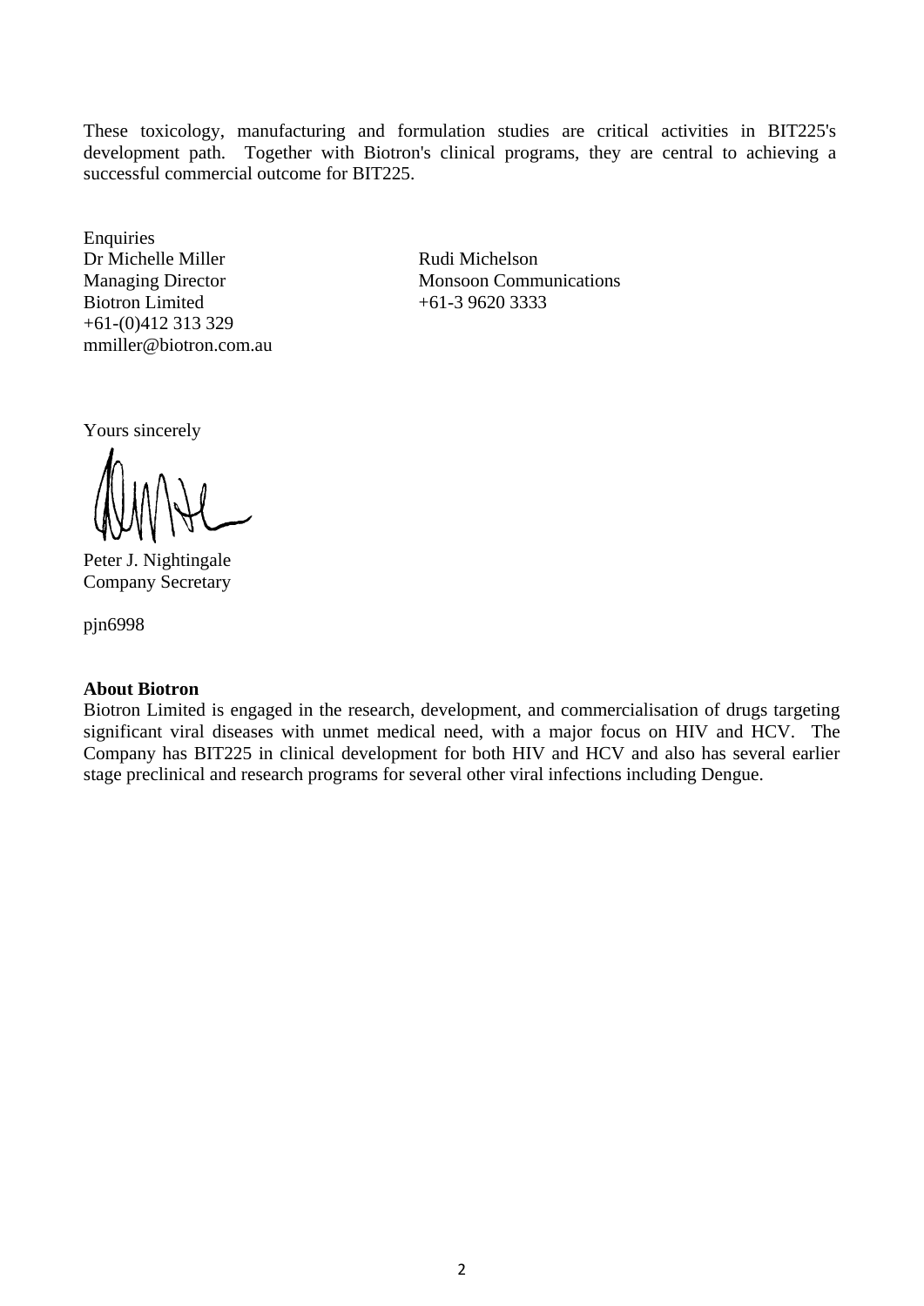These toxicology, manufacturing and formulation studies are critical activities in BIT225's development path. Together with Biotron's clinical programs, they are central to achieving a successful commercial outcome for BIT225.

Enquiries

Dr Michelle Miller
Managing Director
Biotron Limited
+61-(0)412 313 329
mmiller@biotron.com.au

Rudi Michelson
Monsoon Communications
+61-3 9620 3333

Yours sincerely

Peter J. Nightingale
Company Secretary

pjn6998

**About Biotron**

Biotron Limited is engaged in the research, development, and commercialisation of drugs targeting significant viral diseases with unmet medical need, with a major focus on HIV and HCV. The Company has BIT225 in clinical development for both HIV and HCV and also has several earlier stage preclinical and research programs for several other viral infections including Dengue.